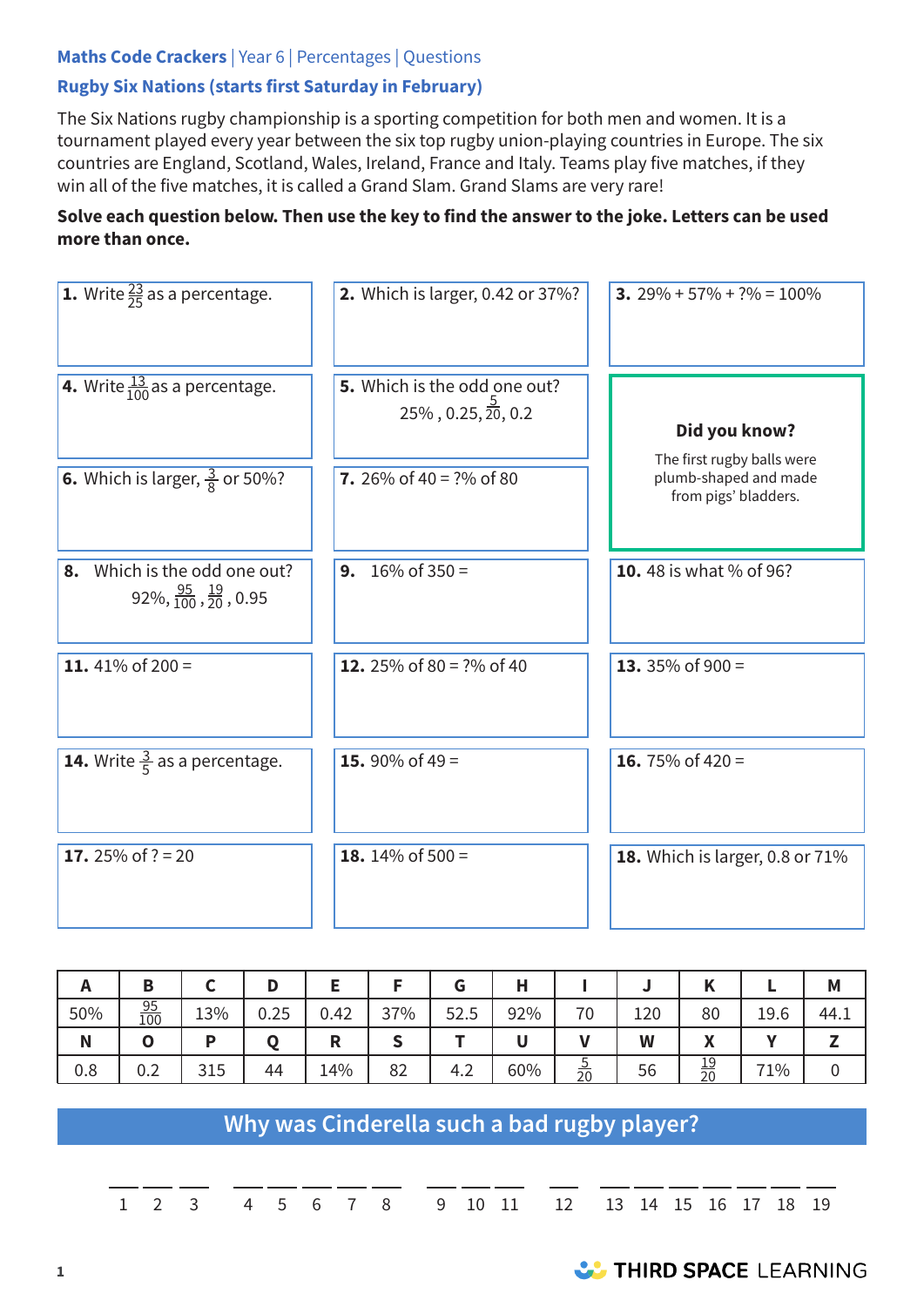Maths Code Crackers | Year 6 | Percentages | Questions

## Rugby Six Nations (starts first Saturday in February)

The Six Nations rugby championship is a sporting competition for both men and women. It is a tournament played every year between the six top rugby union-playing countries in Europe. The six countries are England, Scotland, Wales, Ireland, France and Italy. Teams play five matches, if they win all of the five matches, it is called a Grand Slam. Grand Slams are very rare!

**Solve each question below. Then use the key to find the answer to the joke. Letters can be used more than once.**

**1.** Write $\frac{23}{25}$ as a percentage.

**2.** Which is larger, 0.42 or 37%?

**3.** 29% + 57% + ?% = 100%

**4.** Write $\frac{13}{100}$ as a percentage.

**5.** Which is the odd one out?
25% , 0.25, $\frac{5}{20}$, 0.2

**6.** Which is larger, $\frac{3}{8}$ or 50%?

**7.** 26% of 40 = ?% of 80

**Did you know?**

The first rugby balls were plumb-shaped and made from pigs' bladders.

**8.** Which is the odd one out?
92%, $\frac{95}{100}$, $\frac{19}{20}$, 0.95

**9.** 16% of 350 =

**10.** 48 is what % of 96?

**11.** 41% of 200 =

**12.** 25% of 80 = ?% of 40

**13.** 35% of 900 =

**14.** Write $\frac{3}{5}$ as a percentage.

**15.** 90% of 49 =

**16.** 75% of 420 =

**17.** 25% of ? = 20

**18.** 14% of 500 =

**18.** Which is larger, 0.8 or 71%

| A | B | C | D | E | F | G | H | I | J | K | L | M |
|---|---|---|---|---|---|---|---|---|---|---|---|---|
| 50% | $\frac{95}{100}$ | 13% | 0.25 | 0.42 | 37% | 52.5 | 92% | 70 | 120 | 80 | 19.6 | 44.1 |
| **N** | **O** | **P** | **Q** | **R** | **S** | **T** | **U** | **V** | **W** | **X** | **Y** | **Z** |
| 0.8 | 0.2 | 315 | 44 | 14% | 82 | 4.2 | 60% | $\frac{5}{20}$ | 56 | $\frac{19}{20}$ | 71% | 0 |

## Why was Cinderella such a bad rugby player?

\_\_ \_\_ \_\_ &nbsp; \_\_ \_\_ \_\_ \_\_ \_\_ &nbsp; \_\_ \_\_ \_\_ &nbsp; \_\_ &nbsp; \_\_ \_\_ \_\_ \_\_ \_\_ \_\_ \_\_

1 2 3 &nbsp; 4 5 6 7 8 &nbsp; 9 10 11 &nbsp; 12 &nbsp; 13 14 15 16 17 18 19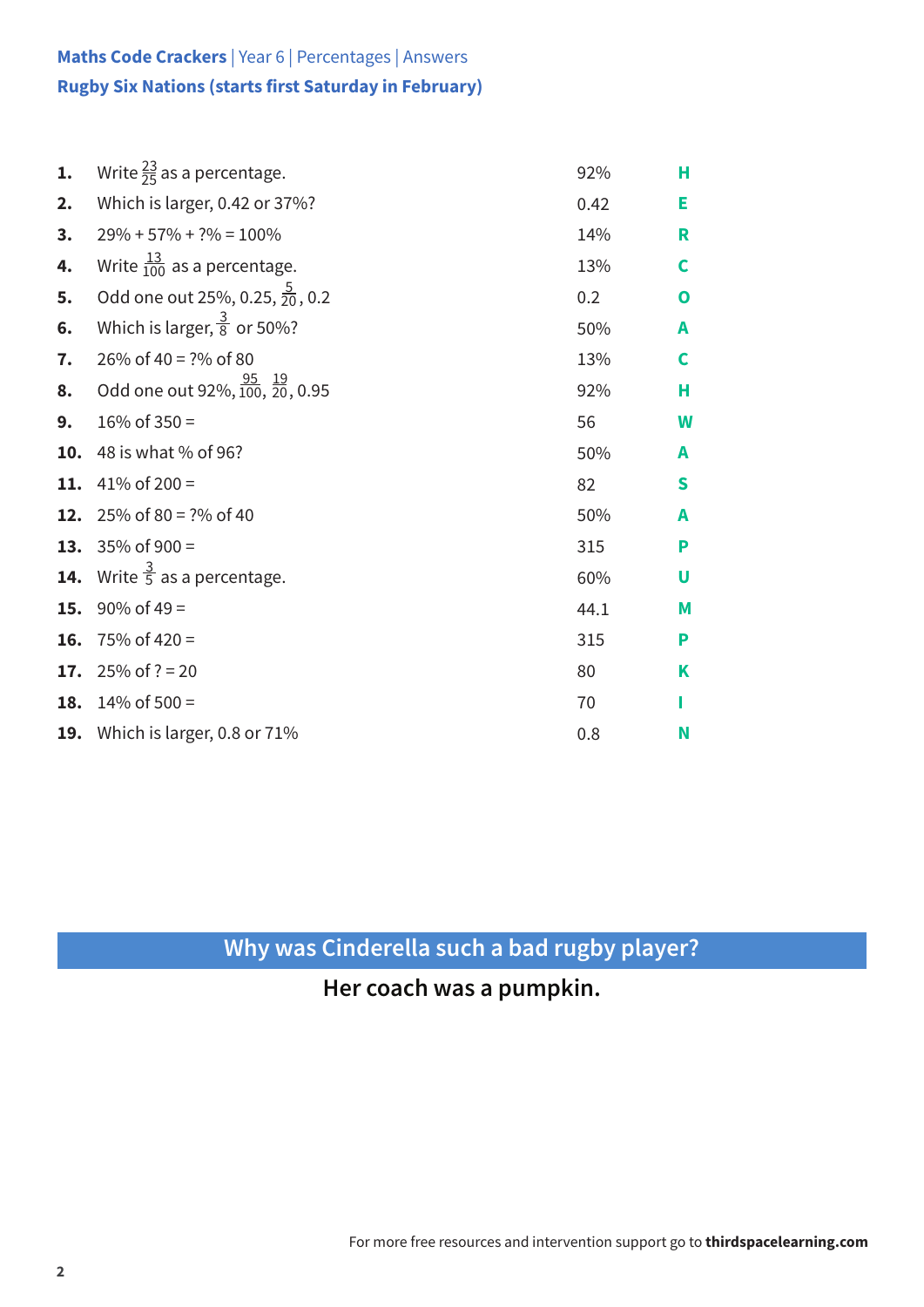**Maths Code Crackers** | Year 6 | Percentages | Answers

**Rugby Six Nations (starts first Saturday in February)**

| | | | |
|---|---|---|---|
| **1.** | Write $\frac{23}{25}$ as a percentage. | 92% | **H** |
| **2.** | Which is larger, 0.42 or 37%? | 0.42 | **E** |
| **3.** | 29% + 57% + ?% = 100% | 14% | **R** |
| **4.** | Write $\frac{13}{100}$ as a percentage. | 13% | **C** |
| **5.** | Odd one out 25%, 0.25, $\frac{5}{20}$, 0.2 | 0.2 | **O** |
| **6.** | Which is larger, $\frac{3}{8}$ or 50%? | 50% | **A** |
| **7.** | 26% of 40 = ?% of 80 | 13% | **C** |
| **8.** | Odd one out 92%, $\frac{95}{100}$, $\frac{19}{20}$, 0.95 | 92% | **H** |
| **9.** | 16% of 350 = | 56 | **W** |
| **10.** | 48 is what % of 96? | 50% | **A** |
| **11.** | 41% of 200 = | 82 | **S** |
| **12.** | 25% of 80 = ?% of 40 | 50% | **A** |
| **13.** | 35% of 900 = | 315 | **P** |
| **14.** | Write $\frac{3}{5}$ as a percentage. | 60% | **U** |
| **15.** | 90% of 49 = | 44.1 | **M** |
| **16.** | 75% of 420 = | 315 | **P** |
| **17.** | 25% of ? = 20 | 80 | **K** |
| **18.** | 14% of 500 = | 70 | **I** |
| **19.** | Which is larger, 0.8 or 71% | 0.8 | **N** |

## Why was Cinderella such a bad rugby player?

**Her coach was a pumpkin.**

For more free resources and intervention support go to **thirdspacelearning.com**